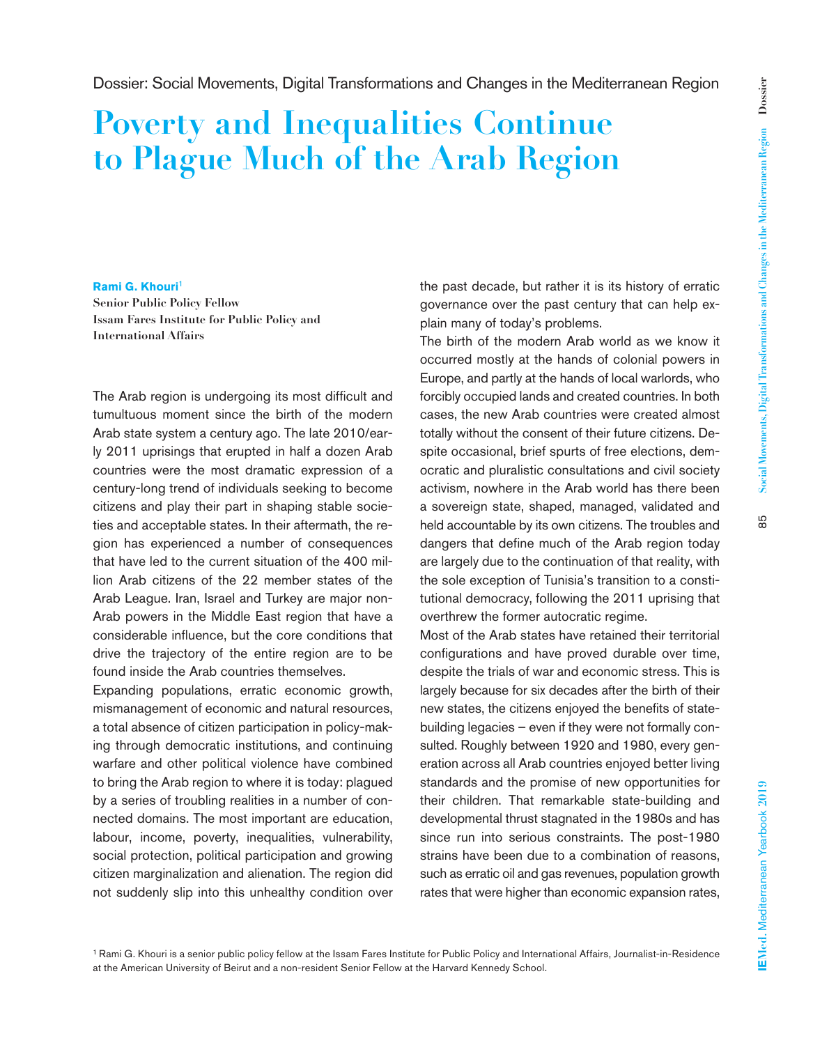Dossier: Social Movements, Digital Transformations and Changes in the Mediterranean Region

# Poverty and Inequalities Continue to Plague Much of the Arab Region

**Rami G. Khouri**[1]

**Senior Public Policy Fellow**
**Issam Fares Institute for Public Policy and International Affairs**

The Arab region is undergoing its most difficult and tumultuous moment since the birth of the modern Arab state system a century ago. The late 2010/early 2011 uprisings that erupted in half a dozen Arab countries were the most dramatic expression of a century-long trend of individuals seeking to become citizens and play their part in shaping stable societies and acceptable states. In their aftermath, the region has experienced a number of consequences that have led to the current situation of the 400 million Arab citizens of the 22 member states of the Arab League. Iran, Israel and Turkey are major non-Arab powers in the Middle East region that have a considerable influence, but the core conditions that drive the trajectory of the entire region are to be found inside the Arab countries themselves.

Expanding populations, erratic economic growth, mismanagement of economic and natural resources, a total absence of citizen participation in policy-making through democratic institutions, and continuing warfare and other political violence have combined to bring the Arab region to where it is today: plagued by a series of troubling realities in a number of connected domains. The most important are education, labour, income, poverty, inequalities, vulnerability, social protection, political participation and growing citizen marginalization and alienation. The region did not suddenly slip into this unhealthy condition over the past decade, but rather it is its history of erratic governance over the past century that can help explain many of today's problems.

The birth of the modern Arab world as we know it occurred mostly at the hands of colonial powers in Europe, and partly at the hands of local warlords, who forcibly occupied lands and created countries. In both cases, the new Arab countries were created almost totally without the consent of their future citizens. Despite occasional, brief spurts of free elections, democratic and pluralistic consultations and civil society activism, nowhere in the Arab world has there been a sovereign state, shaped, managed, validated and held accountable by its own citizens. The troubles and dangers that define much of the Arab region today are largely due to the continuation of that reality, with the sole exception of Tunisia's transition to a constitutional democracy, following the 2011 uprising that overthrew the former autocratic regime.

Most of the Arab states have retained their territorial configurations and have proved durable over time, despite the trials of war and economic stress. This is largely because for six decades after the birth of their new states, the citizens enjoyed the benefits of state-building legacies – even if they were not formally consulted. Roughly between 1920 and 1980, every generation across all Arab countries enjoyed better living standards and the promise of new opportunities for their children. That remarkable state-building and developmental thrust stagnated in the 1980s and has since run into serious constraints. The post-1980 strains have been due to a combination of reasons, such as erratic oil and gas revenues, population growth rates that were higher than economic expansion rates,

[1] Rami G. Khouri is a senior public policy fellow at the Issam Fares Institute for Public Policy and International Affairs, Journalist-in-Residence at the American University of Beirut and a non-resident Senior Fellow at the Harvard Kennedy School.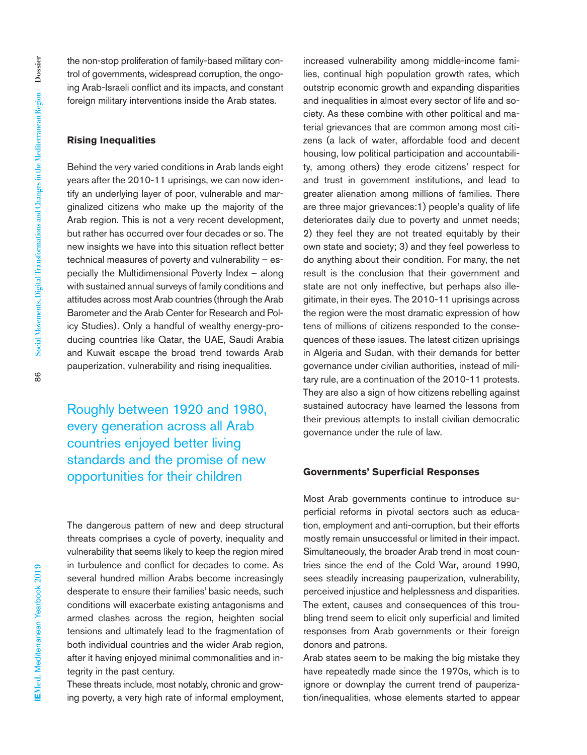the non-stop proliferation of family-based military control of governments, widespread corruption, the ongoing Arab-Israeli conflict and its impacts, and constant foreign military interventions inside the Arab states.

## Rising Inequalities

Behind the very varied conditions in Arab lands eight years after the 2010-11 uprisings, we can now identify an underlying layer of poor, vulnerable and marginalized citizens who make up the majority of the Arab region. This is not a very recent development, but rather has occurred over four decades or so. The new insights we have into this situation reflect better technical measures of poverty and vulnerability – especially the Multidimensional Poverty Index – along with sustained annual surveys of family conditions and attitudes across most Arab countries (through the Arab Barometer and the Arab Center for Research and Policy Studies). Only a handful of wealthy energy-producing countries like Qatar, the UAE, Saudi Arabia and Kuwait escape the broad trend towards Arab pauperization, vulnerability and rising inequalities.

> Roughly between 1920 and 1980, every generation across all Arab countries enjoyed better living standards and the promise of new opportunities for their children

The dangerous pattern of new and deep structural threats comprises a cycle of poverty, inequality and vulnerability that seems likely to keep the region mired in turbulence and conflict for decades to come. As several hundred million Arabs become increasingly desperate to ensure their families' basic needs, such conditions will exacerbate existing antagonisms and armed clashes across the region, heighten social tensions and ultimately lead to the fragmentation of both individual countries and the wider Arab region, after it having enjoyed minimal commonalities and integrity in the past century.

These threats include, most notably, chronic and growing poverty, a very high rate of informal employment, increased vulnerability among middle-income families, continual high population growth rates, which outstrip economic growth and expanding disparities and inequalities in almost every sector of life and society. As these combine with other political and material grievances that are common among most citizens (a lack of water, affordable food and decent housing, low political participation and accountability, among others) they erode citizens' respect for and trust in government institutions, and lead to greater alienation among millions of families. There are three major grievances:1) people's quality of life deteriorates daily due to poverty and unmet needs; 2) they feel they are not treated equitably by their own state and society; 3) and they feel powerless to do anything about their condition. For many, the net result is the conclusion that their government and state are not only ineffective, but perhaps also illegitimate, in their eyes. The 2010-11 uprisings across the region were the most dramatic expression of how tens of millions of citizens responded to the consequences of these issues. The latest citizen uprisings in Algeria and Sudan, with their demands for better governance under civilian authorities, instead of military rule, are a continuation of the 2010-11 protests. They are also a sign of how citizens rebelling against sustained autocracy have learned the lessons from their previous attempts to install civilian democratic governance under the rule of law.

## Governments' Superficial Responses

Most Arab governments continue to introduce superficial reforms in pivotal sectors such as education, employment and anti-corruption, but their efforts mostly remain unsuccessful or limited in their impact. Simultaneously, the broader Arab trend in most countries since the end of the Cold War, around 1990, sees steadily increasing pauperization, vulnerability, perceived injustice and helplessness and disparities. The extent, causes and consequences of this troubling trend seem to elicit only superficial and limited responses from Arab governments or their foreign donors and patrons.

Arab states seem to be making the big mistake they have repeatedly made since the 1970s, which is to ignore or downplay the current trend of pauperization/inequalities, whose elements started to appear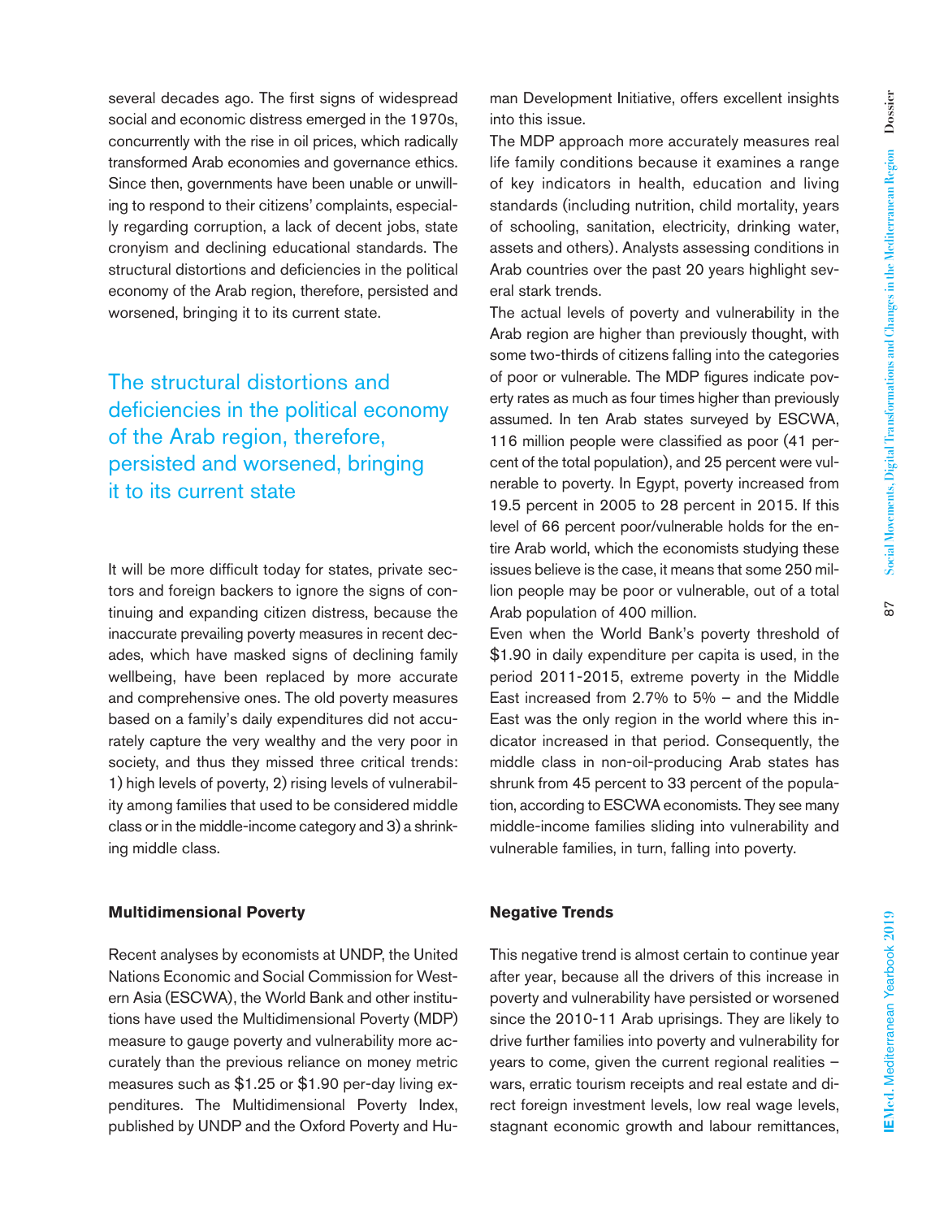several decades ago. The first signs of widespread social and economic distress emerged in the 1970s, concurrently with the rise in oil prices, which radically transformed Arab economies and governance ethics. Since then, governments have been unable or unwilling to respond to their citizens' complaints, especially regarding corruption, a lack of decent jobs, state cronyism and declining educational standards. The structural distortions and deficiencies in the political economy of the Arab region, therefore, persisted and worsened, bringing it to its current state.

> The structural distortions and deficiencies in the political economy of the Arab region, therefore, persisted and worsened, bringing it to its current state

It will be more difficult today for states, private sectors and foreign backers to ignore the signs of continuing and expanding citizen distress, because the inaccurate prevailing poverty measures in recent decades, which have masked signs of declining family wellbeing, have been replaced by more accurate and comprehensive ones. The old poverty measures based on a family's daily expenditures did not accurately capture the very wealthy and the very poor in society, and thus they missed three critical trends: 1) high levels of poverty, 2) rising levels of vulnerability among families that used to be considered middle class or in the middle-income category and 3) a shrinking middle class.

**Multidimensional Poverty**

Recent analyses by economists at UNDP, the United Nations Economic and Social Commission for Western Asia (ESCWA), the World Bank and other institutions have used the Multidimensional Poverty (MDP) measure to gauge poverty and vulnerability more accurately than the previous reliance on money metric measures such as $1.25 or $1.90 per-day living expenditures. The Multidimensional Poverty Index, published by UNDP and the Oxford Poverty and Human Development Initiative, offers excellent insights into this issue.

The MDP approach more accurately measures real life family conditions because it examines a range of key indicators in health, education and living standards (including nutrition, child mortality, years of schooling, sanitation, electricity, drinking water, assets and others). Analysts assessing conditions in Arab countries over the past 20 years highlight several stark trends.

The actual levels of poverty and vulnerability in the Arab region are higher than previously thought, with some two-thirds of citizens falling into the categories of poor or vulnerable. The MDP figures indicate poverty rates as much as four times higher than previously assumed. In ten Arab states surveyed by ESCWA, 116 million people were classified as poor (41 percent of the total population), and 25 percent were vulnerable to poverty. In Egypt, poverty increased from 19.5 percent in 2005 to 28 percent in 2015. If this level of 66 percent poor/vulnerable holds for the entire Arab world, which the economists studying these issues believe is the case, it means that some 250 million people may be poor or vulnerable, out of a total Arab population of 400 million.

Even when the World Bank's poverty threshold of $1.90 in daily expenditure per capita is used, in the period 2011-2015, extreme poverty in the Middle East increased from 2.7% to 5% – and the Middle East was the only region in the world where this indicator increased in that period. Consequently, the middle class in non-oil-producing Arab states has shrunk from 45 percent to 33 percent of the population, according to ESCWA economists. They see many middle-income families sliding into vulnerability and vulnerable families, in turn, falling into poverty.

**Negative Trends**

This negative trend is almost certain to continue year after year, because all the drivers of this increase in poverty and vulnerability have persisted or worsened since the 2010-11 Arab uprisings. They are likely to drive further families into poverty and vulnerability for years to come, given the current regional realities – wars, erratic tourism receipts and real estate and direct foreign investment levels, low real wage levels, stagnant economic growth and labour remittances,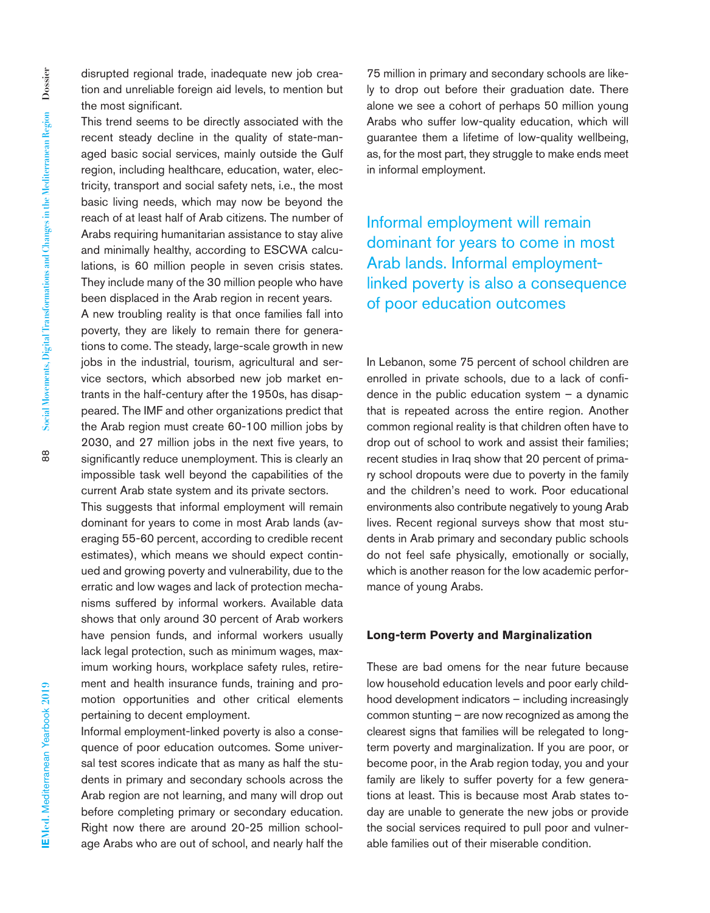disrupted regional trade, inadequate new job creation and unreliable foreign aid levels, to mention but the most significant.

This trend seems to be directly associated with the recent steady decline in the quality of state-managed basic social services, mainly outside the Gulf region, including healthcare, education, water, electricity, transport and social safety nets, i.e., the most basic living needs, which may now be beyond the reach of at least half of Arab citizens. The number of Arabs requiring humanitarian assistance to stay alive and minimally healthy, according to ESCWA calculations, is 60 million people in seven crisis states. They include many of the 30 million people who have been displaced in the Arab region in recent years.

A new troubling reality is that once families fall into poverty, they are likely to remain there for generations to come. The steady, large-scale growth in new jobs in the industrial, tourism, agricultural and service sectors, which absorbed new job market entrants in the half-century after the 1950s, has disappeared. The IMF and other organizations predict that the Arab region must create 60-100 million jobs by 2030, and 27 million jobs in the next five years, to significantly reduce unemployment. This is clearly an impossible task well beyond the capabilities of the current Arab state system and its private sectors.

This suggests that informal employment will remain dominant for years to come in most Arab lands (averaging 55-60 percent, according to credible recent estimates), which means we should expect continued and growing poverty and vulnerability, due to the erratic and low wages and lack of protection mechanisms suffered by informal workers. Available data shows that only around 30 percent of Arab workers have pension funds, and informal workers usually lack legal protection, such as minimum wages, maximum working hours, workplace safety rules, retirement and health insurance funds, training and promotion opportunities and other critical elements pertaining to decent employment.

Informal employment-linked poverty is also a consequence of poor education outcomes. Some universal test scores indicate that as many as half the students in primary and secondary schools across the Arab region are not learning, and many will drop out before completing primary or secondary education. Right now there are around 20-25 million school-age Arabs who are out of school, and nearly half the 75 million in primary and secondary schools are likely to drop out before their graduation date. There alone we see a cohort of perhaps 50 million young Arabs who suffer low-quality education, which will guarantee them a lifetime of low-quality wellbeing, as, for the most part, they struggle to make ends meet in informal employment.

> Informal employment will remain dominant for years to come in most Arab lands. Informal employment-linked poverty is also a consequence of poor education outcomes

In Lebanon, some 75 percent of school children are enrolled in private schools, due to a lack of confidence in the public education system – a dynamic that is repeated across the entire region. Another common regional reality is that children often have to drop out of school to work and assist their families; recent studies in Iraq show that 20 percent of primary school dropouts were due to poverty in the family and the children's need to work. Poor educational environments also contribute negatively to young Arab lives. Recent regional surveys show that most students in Arab primary and secondary public schools do not feel safe physically, emotionally or socially, which is another reason for the low academic performance of young Arabs.

### Long-term Poverty and Marginalization

These are bad omens for the near future because low household education levels and poor early childhood development indicators – including increasingly common stunting – are now recognized as among the clearest signs that families will be relegated to long-term poverty and marginalization. If you are poor, or become poor, in the Arab region today, you and your family are likely to suffer poverty for a few generations at least. This is because most Arab states today are unable to generate the new jobs or provide the social services required to pull poor and vulnerable families out of their miserable condition.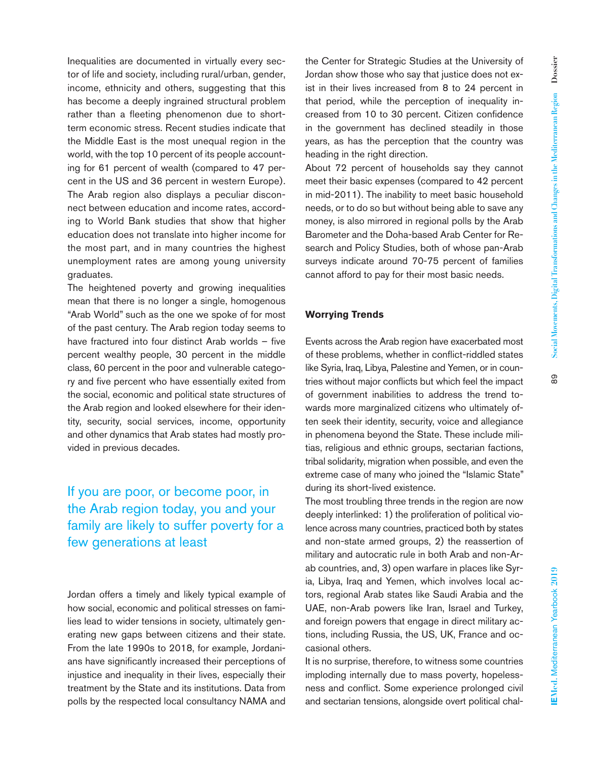Inequalities are documented in virtually every sector of life and society, including rural/urban, gender, income, ethnicity and others, suggesting that this has become a deeply ingrained structural problem rather than a fleeting phenomenon due to short-term economic stress. Recent studies indicate that the Middle East is the most unequal region in the world, with the top 10 percent of its people accounting for 61 percent of wealth (compared to 47 percent in the US and 36 percent in western Europe). The Arab region also displays a peculiar disconnect between education and income rates, according to World Bank studies that show that higher education does not translate into higher income for the most part, and in many countries the highest unemployment rates are among young university graduates.

The heightened poverty and growing inequalities mean that there is no longer a single, homogenous "Arab World" such as the one we spoke of for most of the past century. The Arab region today seems to have fractured into four distinct Arab worlds – five percent wealthy people, 30 percent in the middle class, 60 percent in the poor and vulnerable category and five percent who have essentially exited from the social, economic and political state structures of the Arab region and looked elsewhere for their identity, security, social services, income, opportunity and other dynamics that Arab states had mostly provided in previous decades.

> If you are poor, or become poor, in the Arab region today, you and your family are likely to suffer poverty for a few generations at least

Jordan offers a timely and likely typical example of how social, economic and political stresses on families lead to wider tensions in society, ultimately generating new gaps between citizens and their state. From the late 1990s to 2018, for example, Jordanians have significantly increased their perceptions of injustice and inequality in their lives, especially their treatment by the State and its institutions. Data from polls by the respected local consultancy NAMA and the Center for Strategic Studies at the University of Jordan show those who say that justice does not exist in their lives increased from 8 to 24 percent in that period, while the perception of inequality increased from 10 to 30 percent. Citizen confidence in the government has declined steadily in those years, as has the perception that the country was heading in the right direction.

About 72 percent of households say they cannot meet their basic expenses (compared to 42 percent in mid-2011). The inability to meet basic household needs, or to do so but without being able to save any money, is also mirrored in regional polls by the Arab Barometer and the Doha-based Arab Center for Research and Policy Studies, both of whose pan-Arab surveys indicate around 70-75 percent of families cannot afford to pay for their most basic needs.

## Worrying Trends

Events across the Arab region have exacerbated most of these problems, whether in conflict-riddled states like Syria, Iraq, Libya, Palestine and Yemen, or in countries without major conflicts but which feel the impact of government inabilities to address the trend towards more marginalized citizens who ultimately often seek their identity, security, voice and allegiance in phenomena beyond the State. These include militias, religious and ethnic groups, sectarian factions, tribal solidarity, migration when possible, and even the extreme case of many who joined the "Islamic State" during its short-lived existence.

The most troubling three trends in the region are now deeply interlinked: 1) the proliferation of political violence across many countries, practiced both by states and non-state armed groups, 2) the reassertion of military and autocratic rule in both Arab and non-Arab countries, and, 3) open warfare in places like Syria, Libya, Iraq and Yemen, which involves local actors, regional Arab states like Saudi Arabia and the UAE, non-Arab powers like Iran, Israel and Turkey, and foreign powers that engage in direct military actions, including Russia, the US, UK, France and occasional others.

It is no surprise, therefore, to witness some countries imploding internally due to mass poverty, hopelessness and conflict. Some experience prolonged civil and sectarian tensions, alongside overt political chal-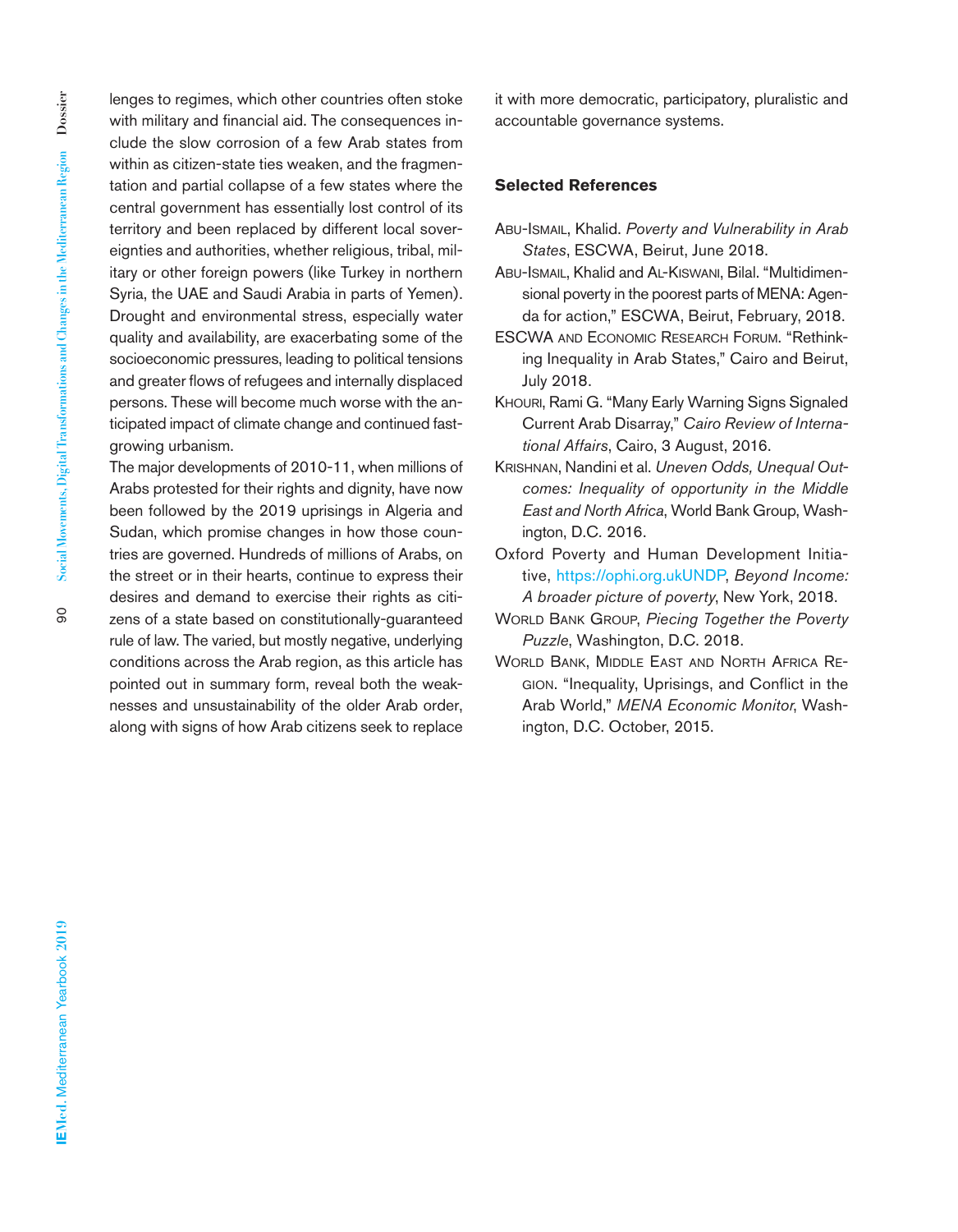lenges to regimes, which other countries often stoke with military and financial aid. The consequences include the slow corrosion of a few Arab states from within as citizen-state ties weaken, and the fragmentation and partial collapse of a few states where the central government has essentially lost control of its territory and been replaced by different local sovereignties and authorities, whether religious, tribal, military or other foreign powers (like Turkey in northern Syria, the UAE and Saudi Arabia in parts of Yemen). Drought and environmental stress, especially water quality and availability, are exacerbating some of the socioeconomic pressures, leading to political tensions and greater flows of refugees and internally displaced persons. These will become much worse with the anticipated impact of climate change and continued fast-growing urbanism.

The major developments of 2010-11, when millions of Arabs protested for their rights and dignity, have now been followed by the 2019 uprisings in Algeria and Sudan, which promise changes in how those countries are governed. Hundreds of millions of Arabs, on the street or in their hearts, continue to express their desires and demand to exercise their rights as citizens of a state based on constitutionally-guaranteed rule of law. The varied, but mostly negative, underlying conditions across the Arab region, as this article has pointed out in summary form, reveal both the weaknesses and unsustainability of the older Arab order, along with signs of how Arab citizens seek to replace it with more democratic, participatory, pluralistic and accountable governance systems.

### Selected References

Abu-Ismail, Khalid. *Poverty and Vulnerability in Arab States*, ESCWA, Beirut, June 2018.

Abu-Ismail, Khalid and Al-Kiswani, Bilal. "Multidimensional poverty in the poorest parts of MENA: Agenda for action," ESCWA, Beirut, February, 2018.

ESCWA and Economic Research Forum. "Rethinking Inequality in Arab States," Cairo and Beirut, July 2018.

Khouri, Rami G. "Many Early Warning Signs Signaled Current Arab Disarray," *Cairo Review of International Affairs*, Cairo, 3 August, 2016.

Krishnan, Nandini et al. *Uneven Odds, Unequal Outcomes: Inequality of opportunity in the Middle East and North Africa*, World Bank Group, Washington, D.C. 2016.

Oxford Poverty and Human Development Initiative, https://ophi.org.ukUNDP, *Beyond Income: A broader picture of poverty*, New York, 2018.

World Bank Group, *Piecing Together the Poverty Puzzle*, Washington, D.C. 2018.

World Bank, Middle East and North Africa Region. "Inequality, Uprisings, and Conflict in the Arab World," *MENA Economic Monitor*, Washington, D.C. October, 2015.